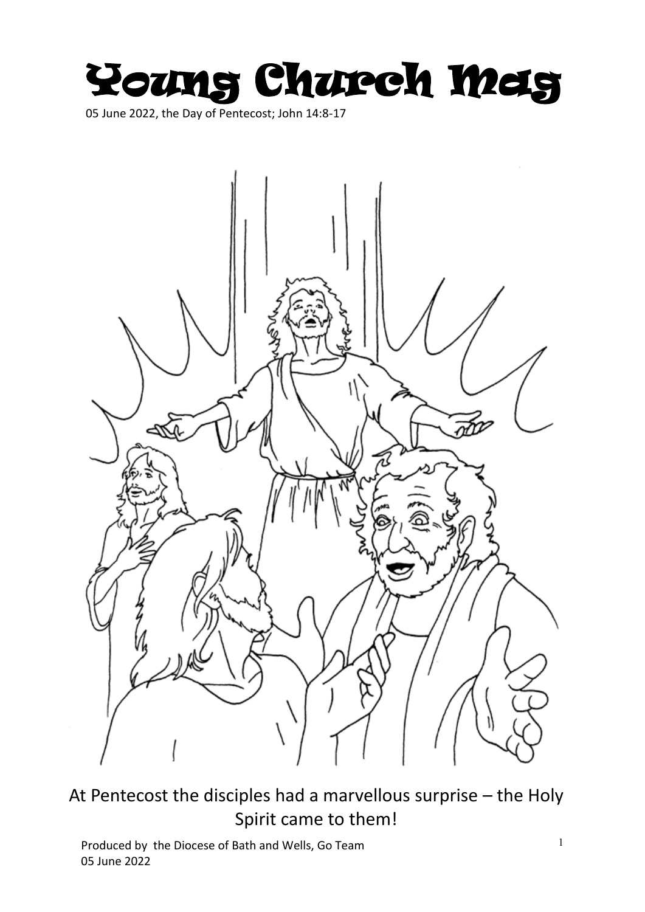# Young Church Mag

05 June 2022, the Day of Pentecost; John 14:8-17

At Pentecost the disciples had a marvellous surprise – the Holy Spirit came to them!

Produced by the Diocese of Bath and Wells, Go Team
05 June 2022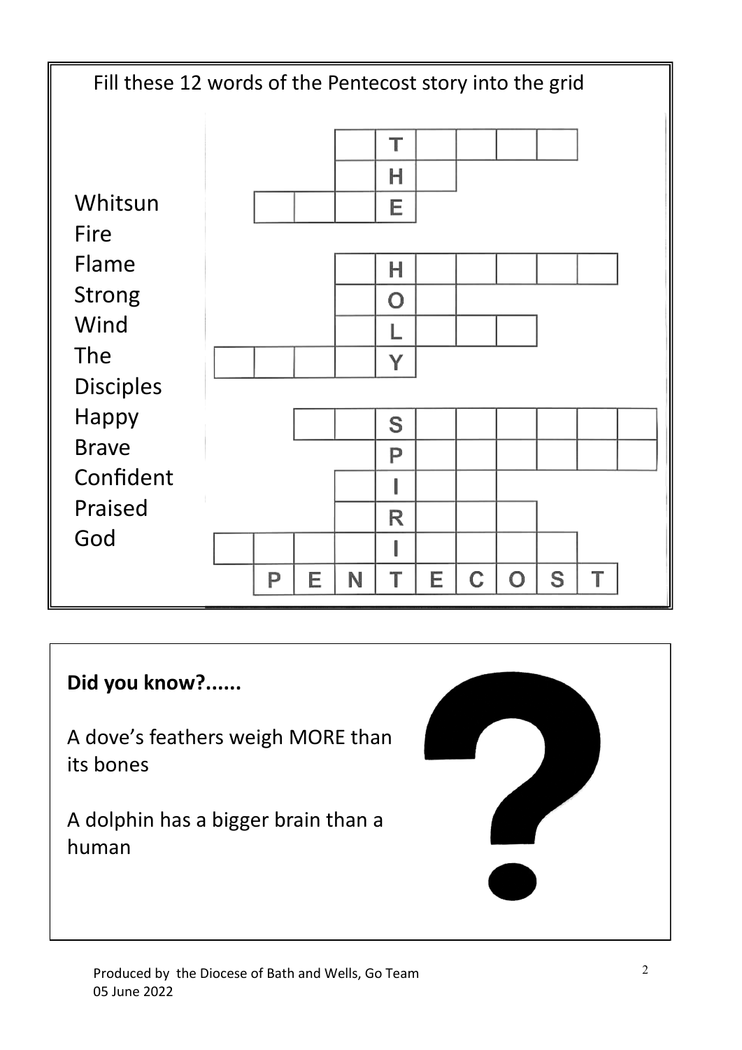Fill these 12 words of the Pentecost story into the grid

- Whitsun
- Fire
- Flame
- Strong
- Wind
- The
- Disciples
- Happy
- Brave
- Confident
- Praised
- God

| | | | | | | | | | | |
|---|---|---|---|---|---|---|---|---|---|---|
| | | | | T | | | | | | |
| | | | | H | | | | | | |
| | | | | E | | | | | | |
| | | | | H | | | | | | |
| | | | | O | | | | | | |
| | | | | L | | | | | | |
| | | | | Y | | | | | | |
| | | | | S | | | | | | |
| | | | | P | | | | | | |
| | | | | I | | | | | | |
| | | | | R | | | | | | |
| | | | | I | | | | | | |
| | P | E | N | T | E | C | O | S | T | |

**Did you know?......**

A dove's feathers weigh MORE than its bones

A dolphin has a bigger brain than a human

Produced by the Diocese of Bath and Wells, Go Team
05 June 2022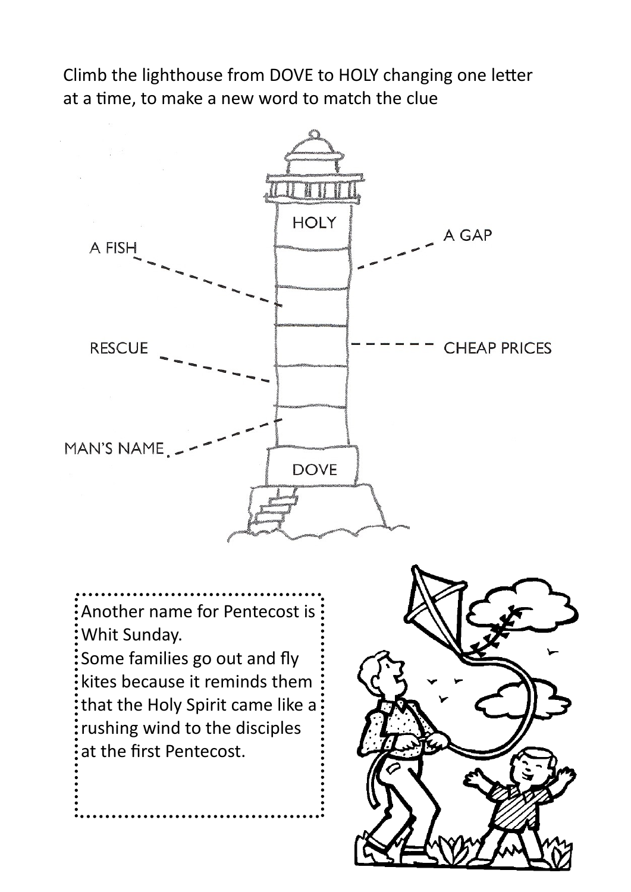Climb the lighthouse from DOVE to HOLY changing one letter at a time, to make a new word to match the clue

HOLY

A GAP

A FISH

CHEAP PRICES

RESCUE

MAN'S NAME

DOVE

Another name for Pentecost is Whit Sunday.
Some families go out and fly kites because it reminds them that the Holy Spirit came like a rushing wind to the disciples at the first Pentecost.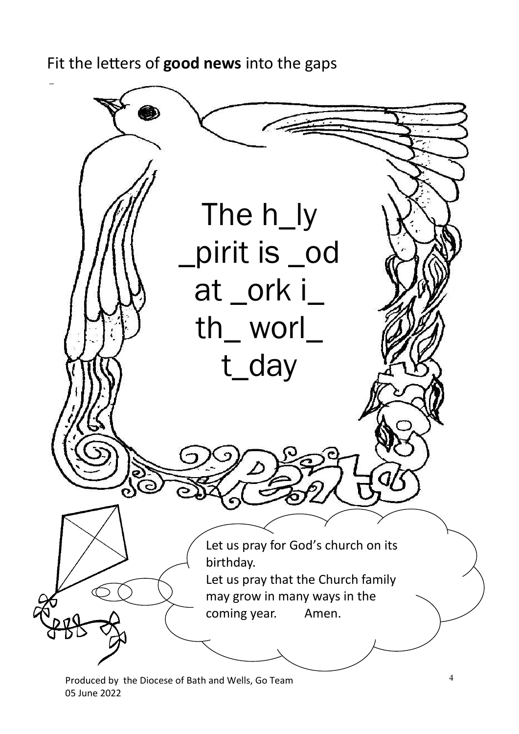Fit the letters of **good news** into the gaps

The h_ly
_pirit is _od
at _ork i_
th_ worl_
t_day

Let us pray for God's church on its birthday.
Let us pray that the Church family may grow in many ways in the coming year. Amen.

Produced by the Diocese of Bath and Wells, Go Team
05 June 2022